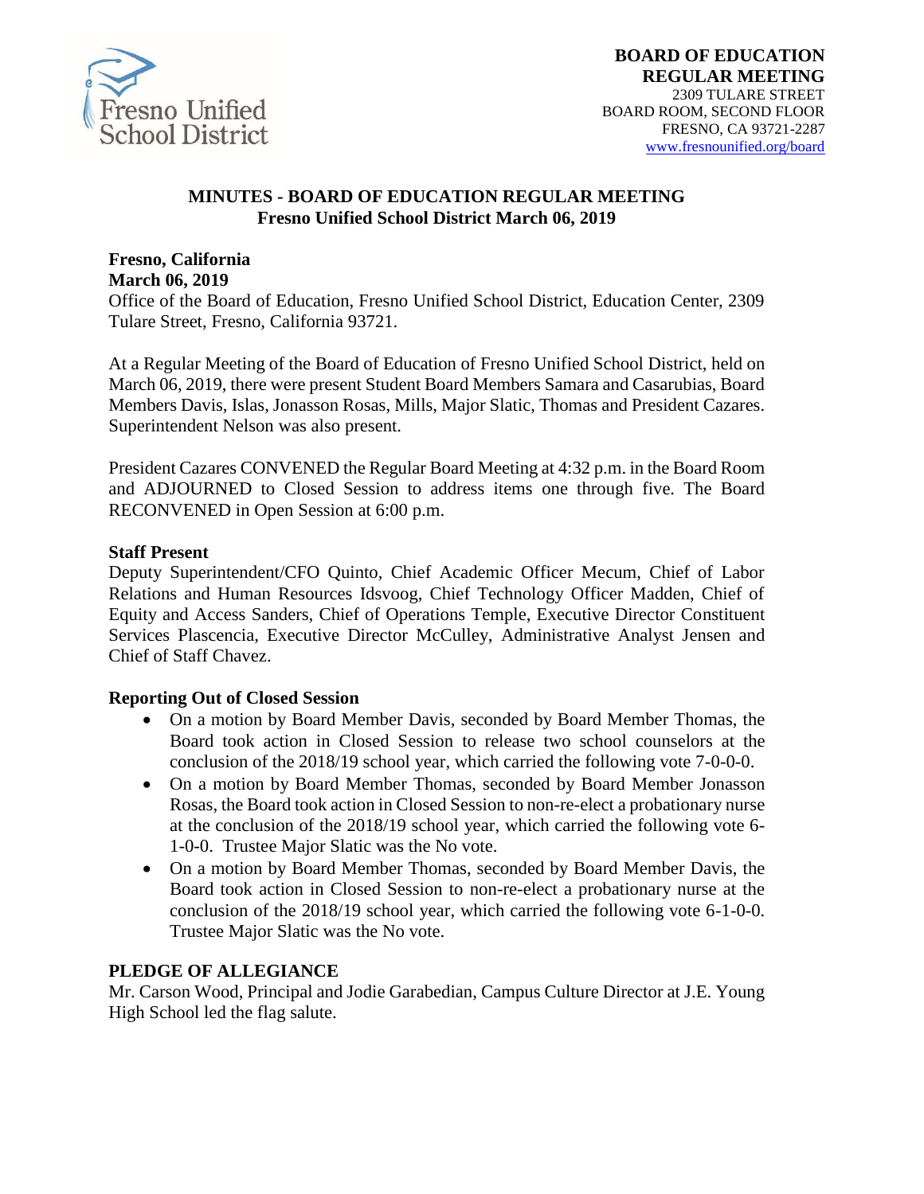**BOARD OF EDUCATION**
**REGULAR MEETING**
2309 TULARE STREET
BOARD ROOM, SECOND FLOOR
FRESNO, CA 93721-2287
www.fresnounified.org/board

# MINUTES - BOARD OF EDUCATION REGULAR MEETING
## Fresno Unified School District March 06, 2019

**Fresno, California**
**March 06, 2019**
Office of the Board of Education, Fresno Unified School District, Education Center, 2309 Tulare Street, Fresno, California 93721.

At a Regular Meeting of the Board of Education of Fresno Unified School District, held on March 06, 2019, there were present Student Board Members Samara and Casarubias, Board Members Davis, Islas, Jonasson Rosas, Mills, Major Slatic, Thomas and President Cazares. Superintendent Nelson was also present.

President Cazares CONVENED the Regular Board Meeting at 4:32 p.m. in the Board Room and ADJOURNED to Closed Session to address items one through five. The Board RECONVENED in Open Session at 6:00 p.m.

**Staff Present**
Deputy Superintendent/CFO Quinto, Chief Academic Officer Mecum, Chief of Labor Relations and Human Resources Idsvoog, Chief Technology Officer Madden, Chief of Equity and Access Sanders, Chief of Operations Temple, Executive Director Constituent Services Plascencia, Executive Director McCulley, Administrative Analyst Jensen and Chief of Staff Chavez.

**Reporting Out of Closed Session**

- On a motion by Board Member Davis, seconded by Board Member Thomas, the Board took action in Closed Session to release two school counselors at the conclusion of the 2018/19 school year, which carried the following vote 7-0-0-0.
- On a motion by Board Member Thomas, seconded by Board Member Jonasson Rosas, the Board took action in Closed Session to non-re-elect a probationary nurse at the conclusion of the 2018/19 school year, which carried the following vote 6-1-0-0. Trustee Major Slatic was the No vote.
- On a motion by Board Member Thomas, seconded by Board Member Davis, the Board took action in Closed Session to non-re-elect a probationary nurse at the conclusion of the 2018/19 school year, which carried the following vote 6-1-0-0. Trustee Major Slatic was the No vote.

**PLEDGE OF ALLEGIANCE**
Mr. Carson Wood, Principal and Jodie Garabedian, Campus Culture Director at J.E. Young High School led the flag salute.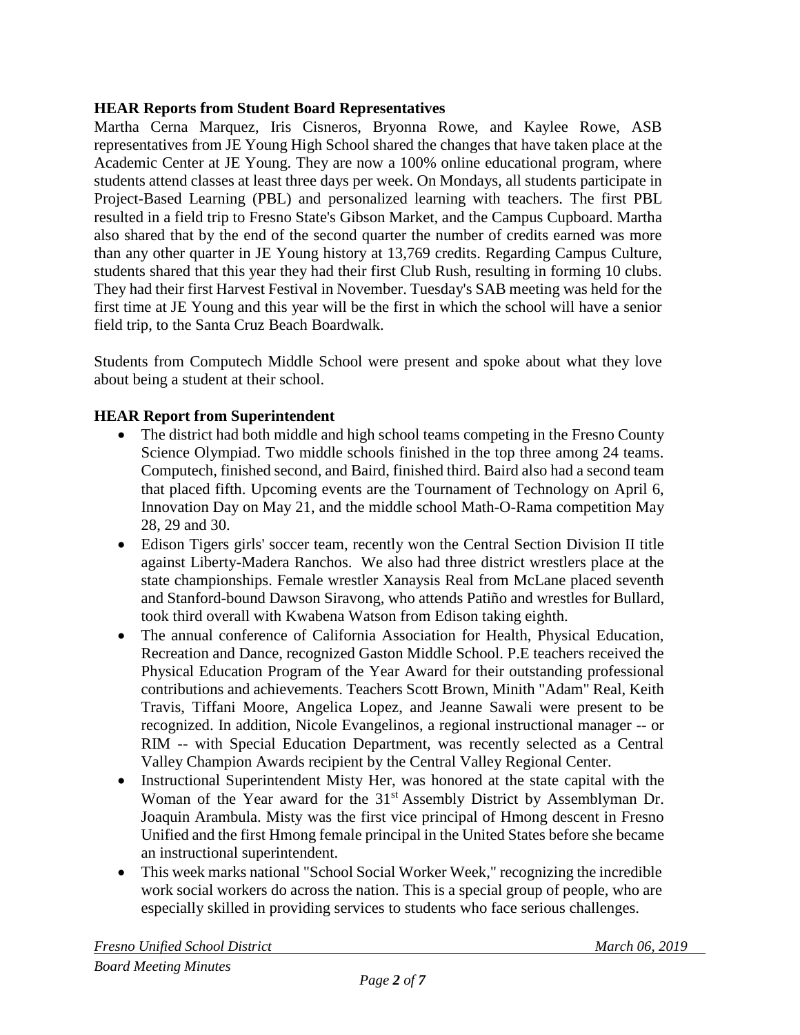**HEAR Reports from Student Board Representatives**

Martha Cerna Marquez, Iris Cisneros, Bryonna Rowe, and Kaylee Rowe, ASB representatives from JE Young High School shared the changes that have taken place at the Academic Center at JE Young. They are now a 100% online educational program, where students attend classes at least three days per week. On Mondays, all students participate in Project-Based Learning (PBL) and personalized learning with teachers. The first PBL resulted in a field trip to Fresno State's Gibson Market, and the Campus Cupboard. Martha also shared that by the end of the second quarter the number of credits earned was more than any other quarter in JE Young history at 13,769 credits. Regarding Campus Culture, students shared that this year they had their first Club Rush, resulting in forming 10 clubs. They had their first Harvest Festival in November. Tuesday's SAB meeting was held for the first time at JE Young and this year will be the first in which the school will have a senior field trip, to the Santa Cruz Beach Boardwalk.

Students from Computech Middle School were present and spoke about what they love about being a student at their school.

**HEAR Report from Superintendent**

- The district had both middle and high school teams competing in the Fresno County Science Olympiad. Two middle schools finished in the top three among 24 teams. Computech, finished second, and Baird, finished third. Baird also had a second team that placed fifth. Upcoming events are the Tournament of Technology on April 6, Innovation Day on May 21, and the middle school Math-O-Rama competition May 28, 29 and 30.
- Edison Tigers girls' soccer team, recently won the Central Section Division II title against Liberty-Madera Ranchos. We also had three district wrestlers place at the state championships. Female wrestler Xanaysis Real from McLane placed seventh and Stanford-bound Dawson Siravong, who attends Patiño and wrestles for Bullard, took third overall with Kwabena Watson from Edison taking eighth.
- The annual conference of California Association for Health, Physical Education, Recreation and Dance, recognized Gaston Middle School. P.E teachers received the Physical Education Program of the Year Award for their outstanding professional contributions and achievements. Teachers Scott Brown, Minith "Adam" Real, Keith Travis, Tiffani Moore, Angelica Lopez, and Jeanne Sawali were present to be recognized. In addition, Nicole Evangelinos, a regional instructional manager -- or RIM -- with Special Education Department, was recently selected as a Central Valley Champion Awards recipient by the Central Valley Regional Center.
- Instructional Superintendent Misty Her, was honored at the state capital with the Woman of the Year award for the 31st Assembly District by Assemblyman Dr. Joaquin Arambula. Misty was the first vice principal of Hmong descent in Fresno Unified and the first Hmong female principal in the United States before she became an instructional superintendent.
- This week marks national "School Social Worker Week," recognizing the incredible work social workers do across the nation. This is a special group of people, who are especially skilled in providing services to students who face serious challenges.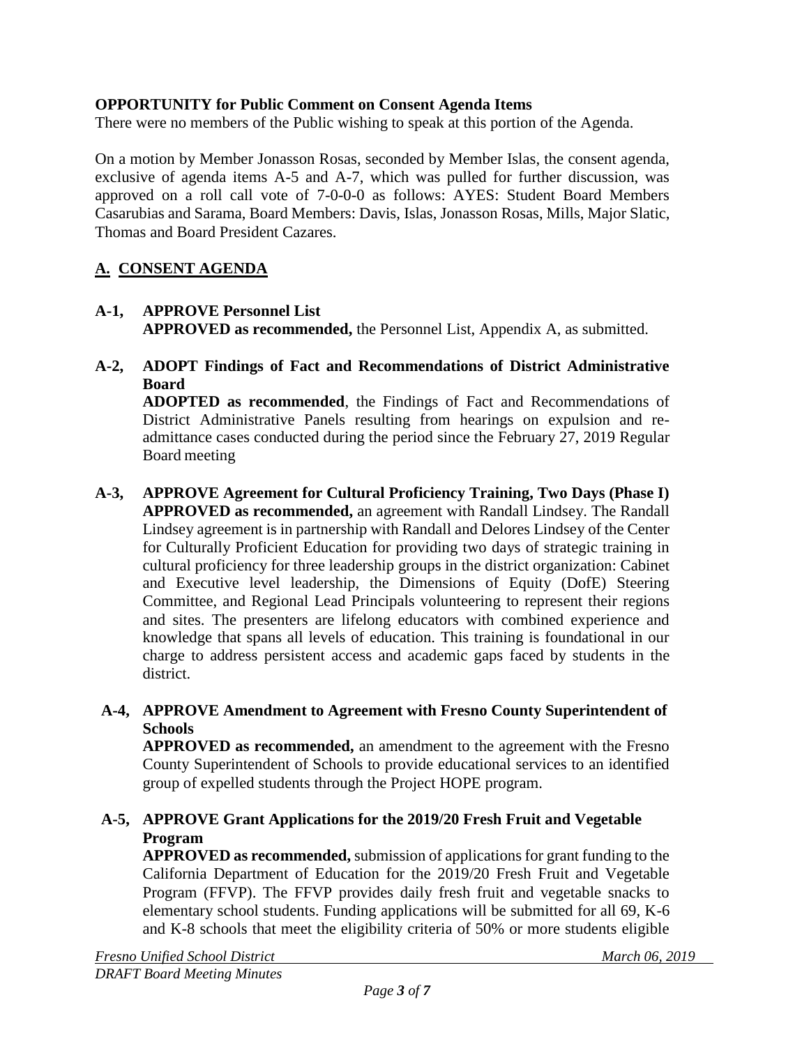**OPPORTUNITY for Public Comment on Consent Agenda Items**

There were no members of the Public wishing to speak at this portion of the Agenda.

On a motion by Member Jonasson Rosas, seconded by Member Islas, the consent agenda, exclusive of agenda items A-5 and A-7, which was pulled for further discussion, was approved on a roll call vote of 7-0-0-0 as follows: AYES: Student Board Members Casarubias and Sarama, Board Members: Davis, Islas, Jonasson Rosas, Mills, Major Slatic, Thomas and Board President Cazares.

## A. CONSENT AGENDA

**A-1, APPROVE Personnel List**
**APPROVED as recommended,** the Personnel List, Appendix A, as submitted.

**A-2, ADOPT Findings of Fact and Recommendations of District Administrative Board**
**ADOPTED as recommended**, the Findings of Fact and Recommendations of District Administrative Panels resulting from hearings on expulsion and re-admittance cases conducted during the period since the February 27, 2019 Regular Board meeting

**A-3, APPROVE Agreement for Cultural Proficiency Training, Two Days (Phase I)**
**APPROVED as recommended,** an agreement with Randall Lindsey. The Randall Lindsey agreement is in partnership with Randall and Delores Lindsey of the Center for Culturally Proficient Education for providing two days of strategic training in cultural proficiency for three leadership groups in the district organization: Cabinet and Executive level leadership, the Dimensions of Equity (DofE) Steering Committee, and Regional Lead Principals volunteering to represent their regions and sites. The presenters are lifelong educators with combined experience and knowledge that spans all levels of education. This training is foundational in our charge to address persistent access and academic gaps faced by students in the district.

**A-4, APPROVE Amendment to Agreement with Fresno County Superintendent of Schools**
**APPROVED as recommended,** an amendment to the agreement with the Fresno County Superintendent of Schools to provide educational services to an identified group of expelled students through the Project HOPE program.

**A-5, APPROVE Grant Applications for the 2019/20 Fresh Fruit and Vegetable Program**
**APPROVED as recommended,** submission of applications for grant funding to the California Department of Education for the 2019/20 Fresh Fruit and Vegetable Program (FFVP). The FFVP provides daily fresh fruit and vegetable snacks to elementary school students. Funding applications will be submitted for all 69, K-6 and K-8 schools that meet the eligibility criteria of 50% or more students eligible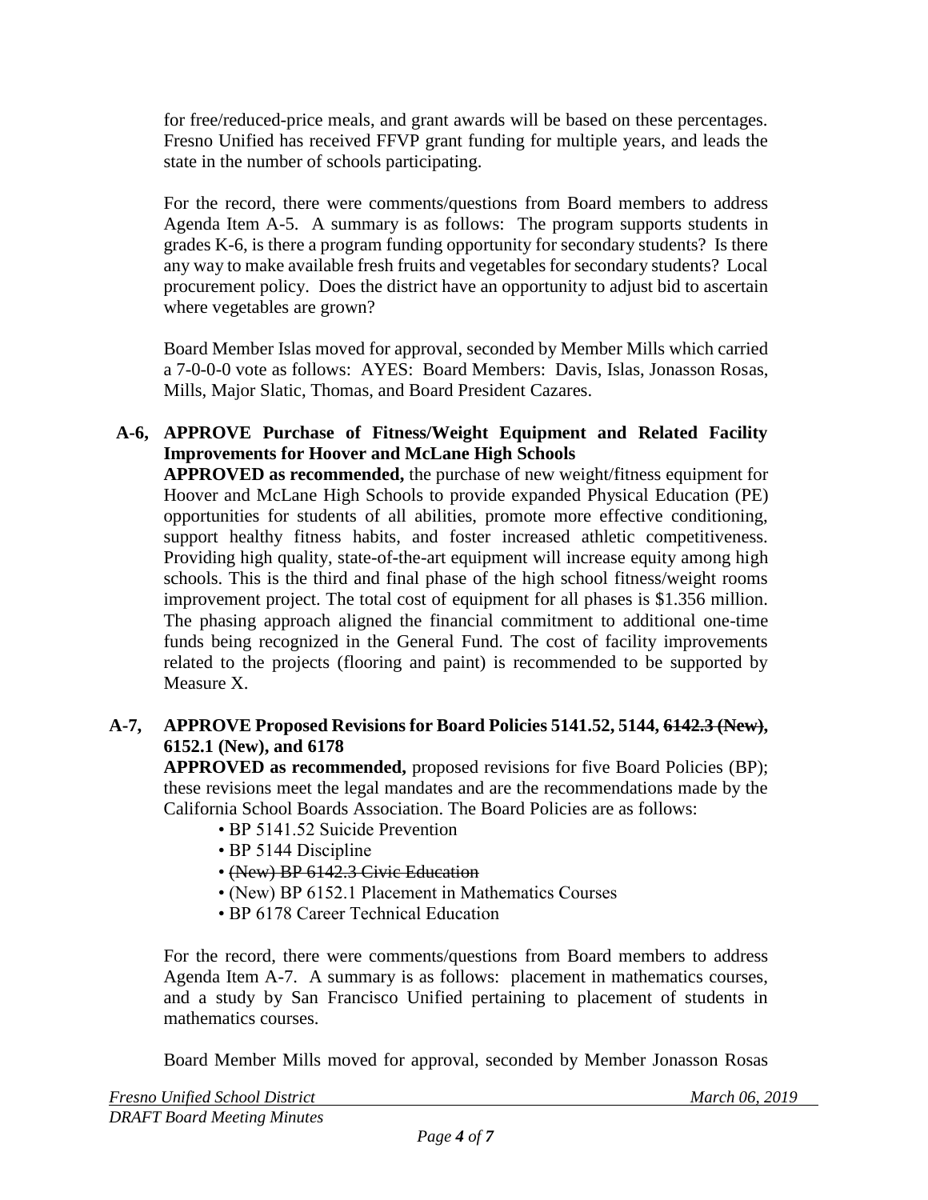for free/reduced-price meals, and grant awards will be based on these percentages. Fresno Unified has received FFVP grant funding for multiple years, and leads the state in the number of schools participating.

For the record, there were comments/questions from Board members to address Agenda Item A-5. A summary is as follows: The program supports students in grades K-6, is there a program funding opportunity for secondary students? Is there any way to make available fresh fruits and vegetables for secondary students? Local procurement policy. Does the district have an opportunity to adjust bid to ascertain where vegetables are grown?

Board Member Islas moved for approval, seconded by Member Mills which carried a 7-0-0-0 vote as follows: AYES: Board Members: Davis, Islas, Jonasson Rosas, Mills, Major Slatic, Thomas, and Board President Cazares.

**A-6, APPROVE Purchase of Fitness/Weight Equipment and Related Facility Improvements for Hoover and McLane High Schools**

**APPROVED as recommended,** the purchase of new weight/fitness equipment for Hoover and McLane High Schools to provide expanded Physical Education (PE) opportunities for students of all abilities, promote more effective conditioning, support healthy fitness habits, and foster increased athletic competitiveness. Providing high quality, state-of-the-art equipment will increase equity among high schools. This is the third and final phase of the high school fitness/weight rooms improvement project. The total cost of equipment for all phases is $1.356 million. The phasing approach aligned the financial commitment to additional one-time funds being recognized in the General Fund. The cost of facility improvements related to the projects (flooring and paint) is recommended to be supported by Measure X.

**A-7, APPROVE Proposed Revisions for Board Policies 5141.52, 5144, ~~6142.3 (New)~~, 6152.1 (New), and 6178**

**APPROVED as recommended,** proposed revisions for five Board Policies (BP); these revisions meet the legal mandates and are the recommendations made by the California School Boards Association. The Board Policies are as follows:

- BP 5141.52 Suicide Prevention
- BP 5144 Discipline
- ~~(New) BP 6142.3 Civic Education~~
- (New) BP 6152.1 Placement in Mathematics Courses
- BP 6178 Career Technical Education

For the record, there were comments/questions from Board members to address Agenda Item A-7. A summary is as follows: placement in mathematics courses, and a study by San Francisco Unified pertaining to placement of students in mathematics courses.

Board Member Mills moved for approval, seconded by Member Jonasson Rosas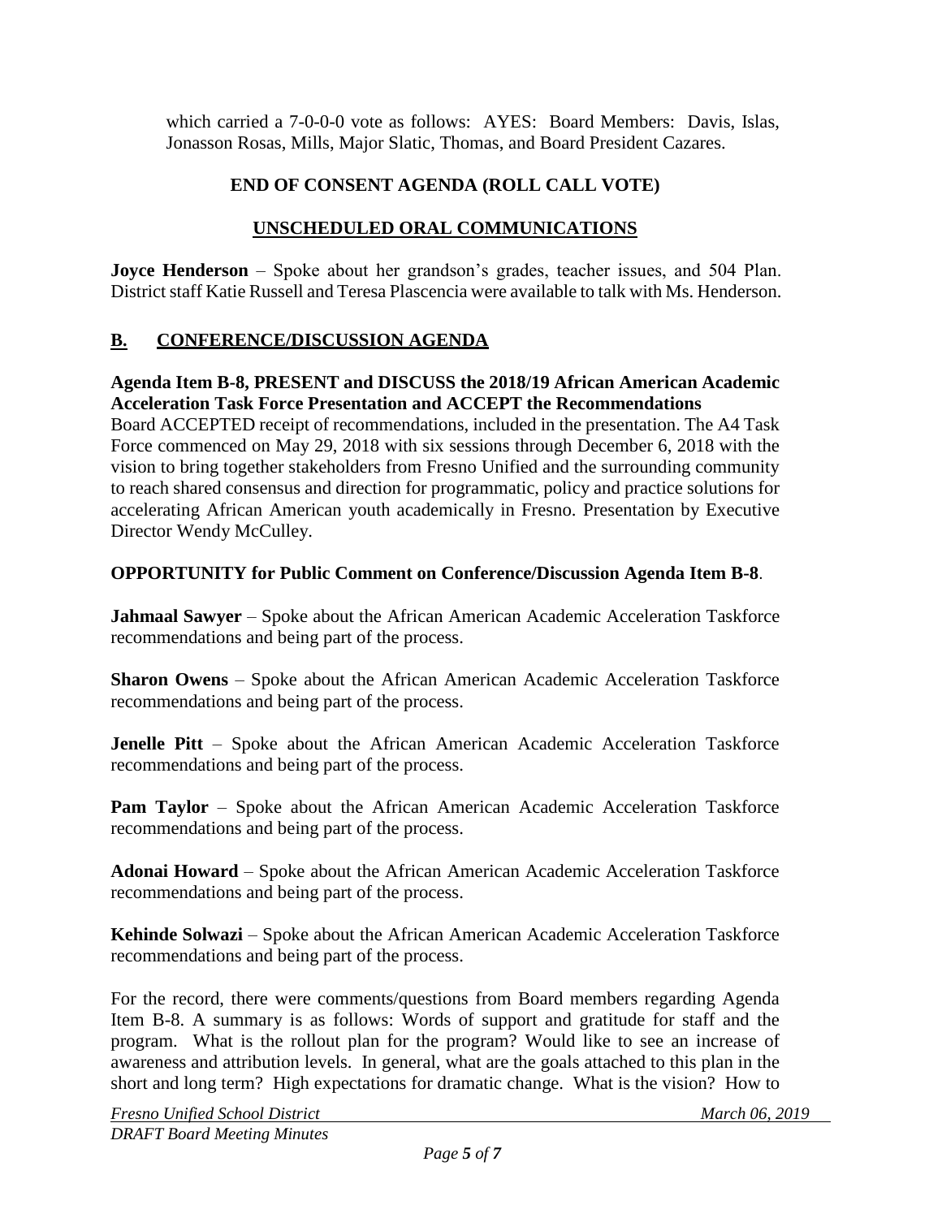which carried a 7-0-0-0 vote as follows: AYES: Board Members: Davis, Islas, Jonasson Rosas, Mills, Major Slatic, Thomas, and Board President Cazares.

**END OF CONSENT AGENDA (ROLL CALL VOTE)**

**UNSCHEDULED ORAL COMMUNICATIONS**

**Joyce Henderson** – Spoke about her grandson's grades, teacher issues, and 504 Plan. District staff Katie Russell and Teresa Plascencia were available to talk with Ms. Henderson.

## B. CONFERENCE/DISCUSSION AGENDA

**Agenda Item B-8, PRESENT and DISCUSS the 2018/19 African American Academic Acceleration Task Force Presentation and ACCEPT the Recommendations**

Board ACCEPTED receipt of recommendations, included in the presentation. The A4 Task Force commenced on May 29, 2018 with six sessions through December 6, 2018 with the vision to bring together stakeholders from Fresno Unified and the surrounding community to reach shared consensus and direction for programmatic, policy and practice solutions for accelerating African American youth academically in Fresno. Presentation by Executive Director Wendy McCulley.

**OPPORTUNITY for Public Comment on Conference/Discussion Agenda Item B-8**.

**Jahmaal Sawyer** – Spoke about the African American Academic Acceleration Taskforce recommendations and being part of the process.

**Sharon Owens** – Spoke about the African American Academic Acceleration Taskforce recommendations and being part of the process.

**Jenelle Pitt** – Spoke about the African American Academic Acceleration Taskforce recommendations and being part of the process.

**Pam Taylor** – Spoke about the African American Academic Acceleration Taskforce recommendations and being part of the process.

**Adonai Howard** – Spoke about the African American Academic Acceleration Taskforce recommendations and being part of the process.

**Kehinde Solwazi** – Spoke about the African American Academic Acceleration Taskforce recommendations and being part of the process.

For the record, there were comments/questions from Board members regarding Agenda Item B-8. A summary is as follows: Words of support and gratitude for staff and the program. What is the rollout plan for the program? Would like to see an increase of awareness and attribution levels. In general, what are the goals attached to this plan in the short and long term? High expectations for dramatic change. What is the vision? How to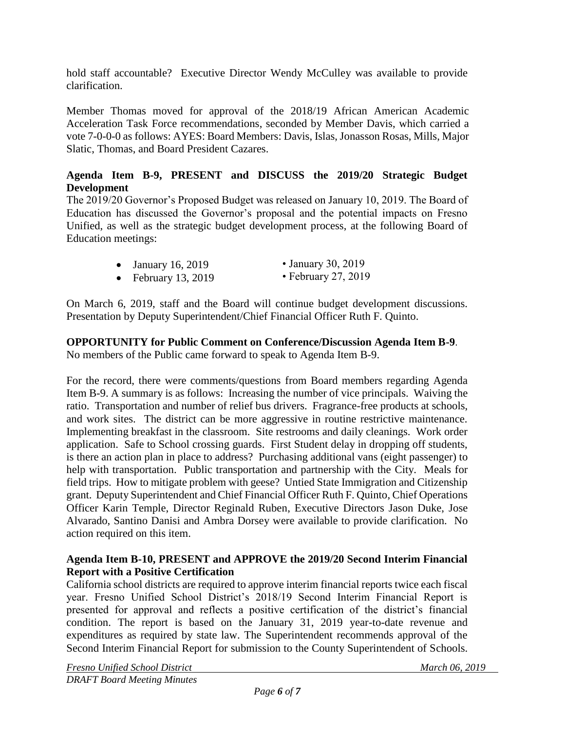hold staff accountable? Executive Director Wendy McCulley was available to provide clarification.

Member Thomas moved for approval of the 2018/19 African American Academic Acceleration Task Force recommendations, seconded by Member Davis, which carried a vote 7-0-0-0 as follows: AYES: Board Members: Davis, Islas, Jonasson Rosas, Mills, Major Slatic, Thomas, and Board President Cazares.

**Agenda Item B-9, PRESENT and DISCUSS the 2019/20 Strategic Budget Development**

The 2019/20 Governor's Proposed Budget was released on January 10, 2019. The Board of Education has discussed the Governor's proposal and the potential impacts on Fresno Unified, as well as the strategic budget development process, at the following Board of Education meetings:

- January 16, 2019
- January 30, 2019
- February 13, 2019
- February 27, 2019

On March 6, 2019, staff and the Board will continue budget development discussions. Presentation by Deputy Superintendent/Chief Financial Officer Ruth F. Quinto.

**OPPORTUNITY for Public Comment on Conference/Discussion Agenda Item B-9**.

No members of the Public came forward to speak to Agenda Item B-9.

For the record, there were comments/questions from Board members regarding Agenda Item B-9. A summary is as follows: Increasing the number of vice principals. Waiving the ratio. Transportation and number of relief bus drivers. Fragrance-free products at schools, and work sites. The district can be more aggressive in routine restrictive maintenance. Implementing breakfast in the classroom. Site restrooms and daily cleanings. Work order application. Safe to School crossing guards. First Student delay in dropping off students, is there an action plan in place to address? Purchasing additional vans (eight passenger) to help with transportation. Public transportation and partnership with the City. Meals for field trips. How to mitigate problem with geese? Untied State Immigration and Citizenship grant. Deputy Superintendent and Chief Financial Officer Ruth F. Quinto, Chief Operations Officer Karin Temple, Director Reginald Ruben, Executive Directors Jason Duke, Jose Alvarado, Santino Danisi and Ambra Dorsey were available to provide clarification. No action required on this item.

**Agenda Item B-10, PRESENT and APPROVE the 2019/20 Second Interim Financial Report with a Positive Certification**

California school districts are required to approve interim financial reports twice each fiscal year. Fresno Unified School District's 2018/19 Second Interim Financial Report is presented for approval and reflects a positive certification of the district's financial condition. The report is based on the January 31, 2019 year-to-date revenue and expenditures as required by state law. The Superintendent recommends approval of the Second Interim Financial Report for submission to the County Superintendent of Schools.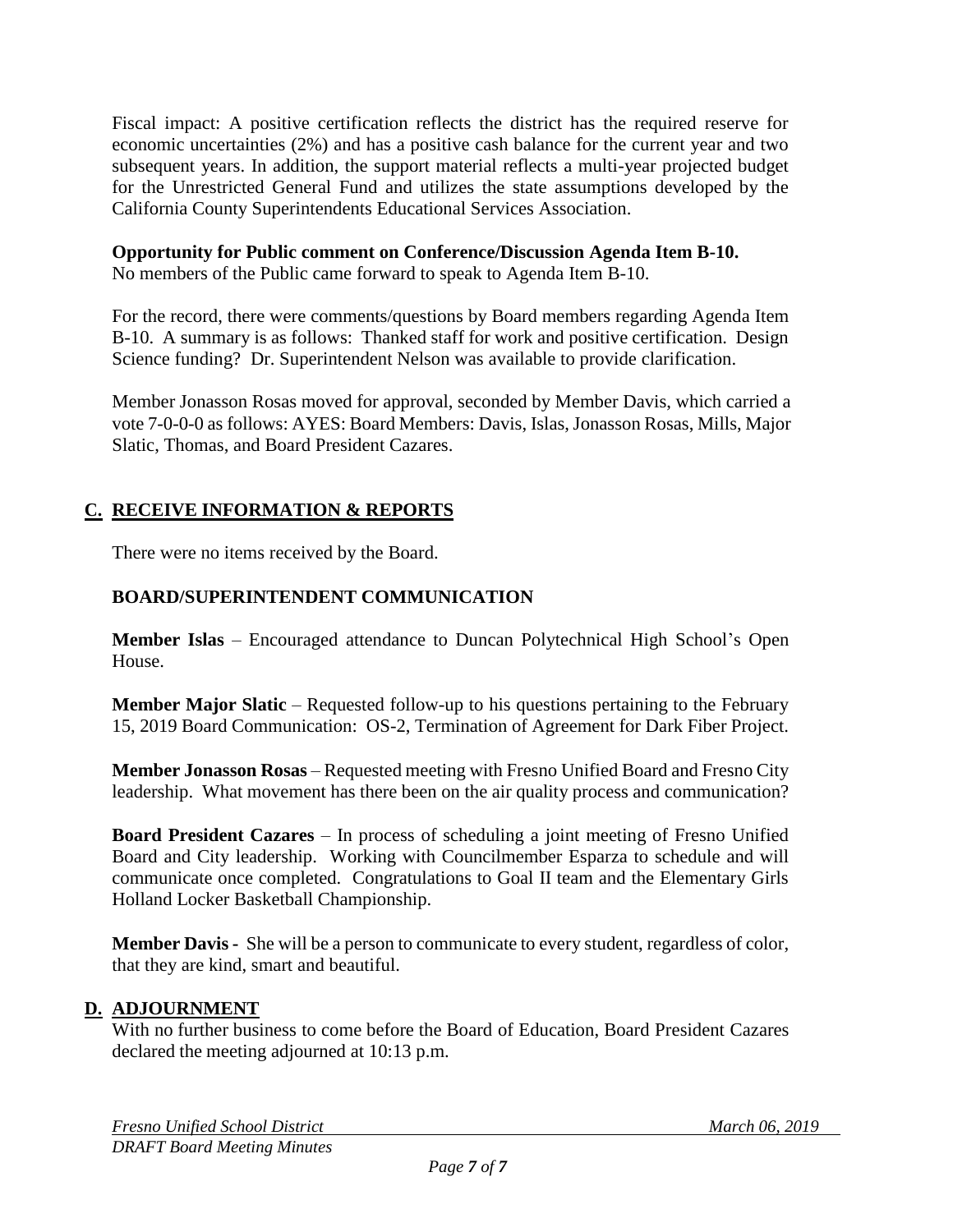Fiscal impact: A positive certification reflects the district has the required reserve for economic uncertainties (2%) and has a positive cash balance for the current year and two subsequent years. In addition, the support material reflects a multi-year projected budget for the Unrestricted General Fund and utilizes the state assumptions developed by the California County Superintendents Educational Services Association.

**Opportunity for Public comment on Conference/Discussion Agenda Item B-10.**
No members of the Public came forward to speak to Agenda Item B-10.

For the record, there were comments/questions by Board members regarding Agenda Item B-10. A summary is as follows: Thanked staff for work and positive certification. Design Science funding? Dr. Superintendent Nelson was available to provide clarification.

Member Jonasson Rosas moved for approval, seconded by Member Davis, which carried a vote 7-0-0-0 as follows: AYES: Board Members: Davis, Islas, Jonasson Rosas, Mills, Major Slatic, Thomas, and Board President Cazares.

## C. RECEIVE INFORMATION & REPORTS

There were no items received by the Board.

### BOARD/SUPERINTENDENT COMMUNICATION

**Member Islas** – Encouraged attendance to Duncan Polytechnical High School's Open House.

**Member Major Slatic** – Requested follow-up to his questions pertaining to the February 15, 2019 Board Communication: OS-2, Termination of Agreement for Dark Fiber Project.

**Member Jonasson Rosas** – Requested meeting with Fresno Unified Board and Fresno City leadership. What movement has there been on the air quality process and communication?

**Board President Cazares** – In process of scheduling a joint meeting of Fresno Unified Board and City leadership. Working with Councilmember Esparza to schedule and will communicate once completed. Congratulations to Goal II team and the Elementary Girls Holland Locker Basketball Championship.

**Member Davis -** She will be a person to communicate to every student, regardless of color, that they are kind, smart and beautiful.

## D. ADJOURNMENT

With no further business to come before the Board of Education, Board President Cazares declared the meeting adjourned at 10:13 p.m.